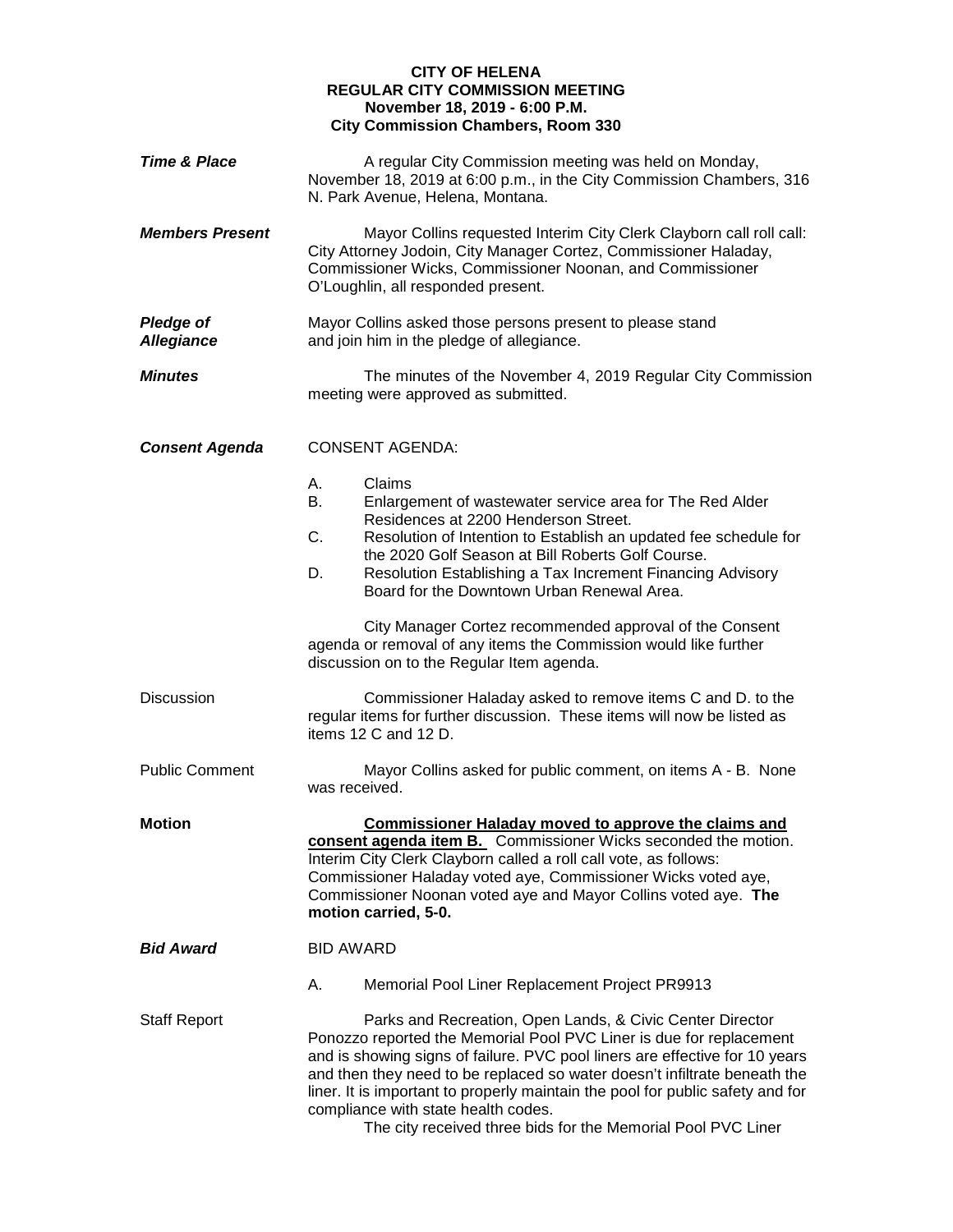**CITY OF HELENA**
**REGULAR CITY COMMISSION MEETING**
**November 18, 2019 - 6:00 P.M.**
**City Commission Chambers, Room 330**

***Time & Place***

A regular City Commission meeting was held on Monday, November 18, 2019 at 6:00 p.m., in the City Commission Chambers, 316 N. Park Avenue, Helena, Montana.

***Members Present***

Mayor Collins requested Interim City Clerk Clayborn call roll call: City Attorney Jodoin, City Manager Cortez, Commissioner Haladay, Commissioner Wicks, Commissioner Noonan, and Commissioner O'Loughlin, all responded present.

***Pledge of Allegiance***

Mayor Collins asked those persons present to please stand and join him in the pledge of allegiance.

***Minutes***

The minutes of the November 4, 2019 Regular City Commission meeting were approved as submitted.

***Consent Agenda***

CONSENT AGENDA:

A. Claims
B. Enlargement of wastewater service area for The Red Alder Residences at 2200 Henderson Street.
C. Resolution of Intention to Establish an updated fee schedule for the 2020 Golf Season at Bill Roberts Golf Course.
D. Resolution Establishing a Tax Increment Financing Advisory Board for the Downtown Urban Renewal Area.

City Manager Cortez recommended approval of the Consent agenda or removal of any items the Commission would like further discussion on to the Regular Item agenda.

Discussion

Commissioner Haladay asked to remove items C and D. to the regular items for further discussion. These items will now be listed as items 12 C and 12 D.

Public Comment

Mayor Collins asked for public comment, on items A - B. None was received.

**Motion**

**Commissioner Haladay moved to approve the claims and consent agenda item B.** Commissioner Wicks seconded the motion. Interim City Clerk Clayborn called a roll call vote, as follows: Commissioner Haladay voted aye, Commissioner Wicks voted aye, Commissioner Noonan voted aye and Mayor Collins voted aye. **The motion carried, 5-0.**

***Bid Award***

BID AWARD

A. Memorial Pool Liner Replacement Project PR9913

Staff Report

Parks and Recreation, Open Lands, & Civic Center Director Ponozzo reported the Memorial Pool PVC Liner is due for replacement and is showing signs of failure. PVC pool liners are effective for 10 years and then they need to be replaced so water doesn't infiltrate beneath the liner. It is important to properly maintain the pool for public safety and for compliance with state health codes.

The city received three bids for the Memorial Pool PVC Liner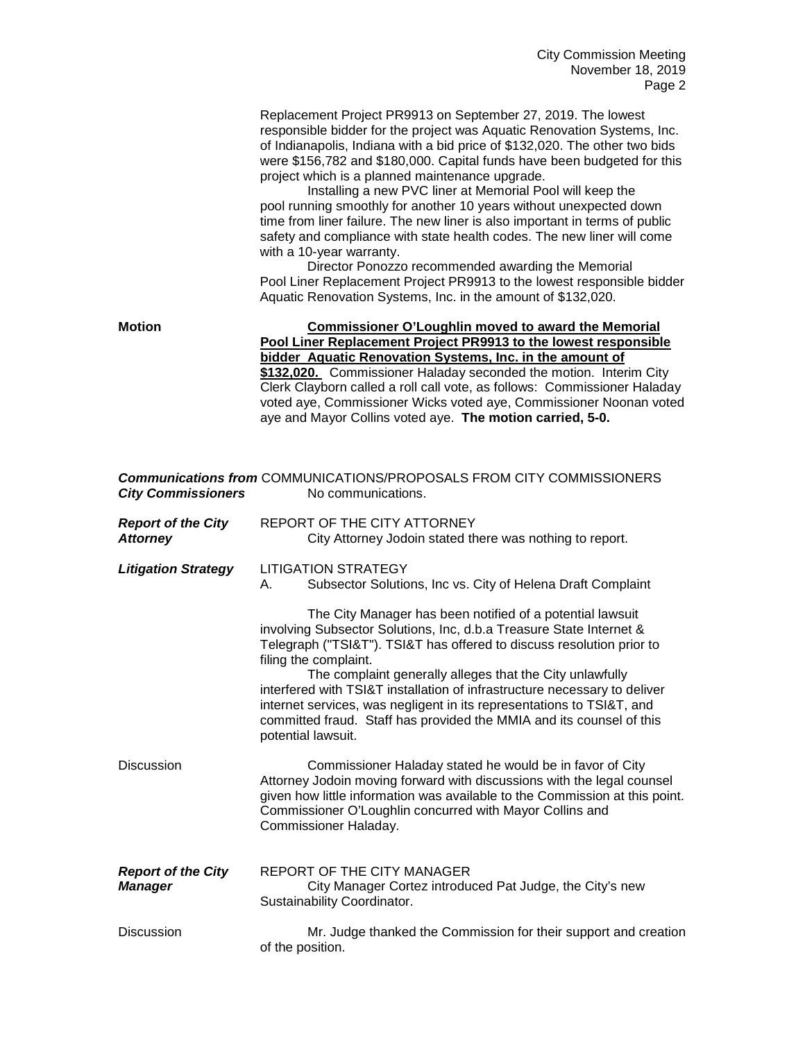Replacement Project PR9913 on September 27, 2019. The lowest responsible bidder for the project was Aquatic Renovation Systems, Inc. of Indianapolis, Indiana with a bid price of $132,020. The other two bids were $156,782 and $180,000. Capital funds have been budgeted for this project which is a planned maintenance upgrade.

Installing a new PVC liner at Memorial Pool will keep the pool running smoothly for another 10 years without unexpected down time from liner failure. The new liner is also important in terms of public safety and compliance with state health codes. The new liner will come with a 10-year warranty.

Director Ponozzo recommended awarding the Memorial Pool Liner Replacement Project PR9913 to the lowest responsible bidder Aquatic Renovation Systems, Inc. in the amount of $132,020.

**Motion**

**Commissioner O'Loughlin moved to award the Memorial Pool Liner Replacement Project PR9913 to the lowest responsible bidder Aquatic Renovation Systems, Inc. in the amount of $132,020.** Commissioner Haladay seconded the motion. Interim City Clerk Clayborn called a roll call vote, as follows: Commissioner Haladay voted aye, Commissioner Wicks voted aye, Commissioner Noonan voted aye and Mayor Collins voted aye. **The motion carried, 5-0.**

***Communications from City Commissioners***

COMMUNICATIONS/PROPOSALS FROM CITY COMMISSIONERS

No communications.

***Report of the City Attorney***

REPORT OF THE CITY ATTORNEY

City Attorney Jodoin stated there was nothing to report.

***Litigation Strategy***

LITIGATION STRATEGY

A. Subsector Solutions, Inc vs. City of Helena Draft Complaint

The City Manager has been notified of a potential lawsuit involving Subsector Solutions, Inc, d.b.a Treasure State Internet & Telegraph ("TSI&T"). TSI&T has offered to discuss resolution prior to filing the complaint.

The complaint generally alleges that the City unlawfully interfered with TSI&T installation of infrastructure necessary to deliver internet services, was negligent in its representations to TSI&T, and committed fraud. Staff has provided the MMIA and its counsel of this potential lawsuit.

Discussion

Commissioner Haladay stated he would be in favor of City Attorney Jodoin moving forward with discussions with the legal counsel given how little information was available to the Commission at this point. Commissioner O'Loughlin concurred with Mayor Collins and Commissioner Haladay.

***Report of the City Manager***

REPORT OF THE CITY MANAGER

City Manager Cortez introduced Pat Judge, the City's new Sustainability Coordinator.

Discussion

Mr. Judge thanked the Commission for their support and creation of the position.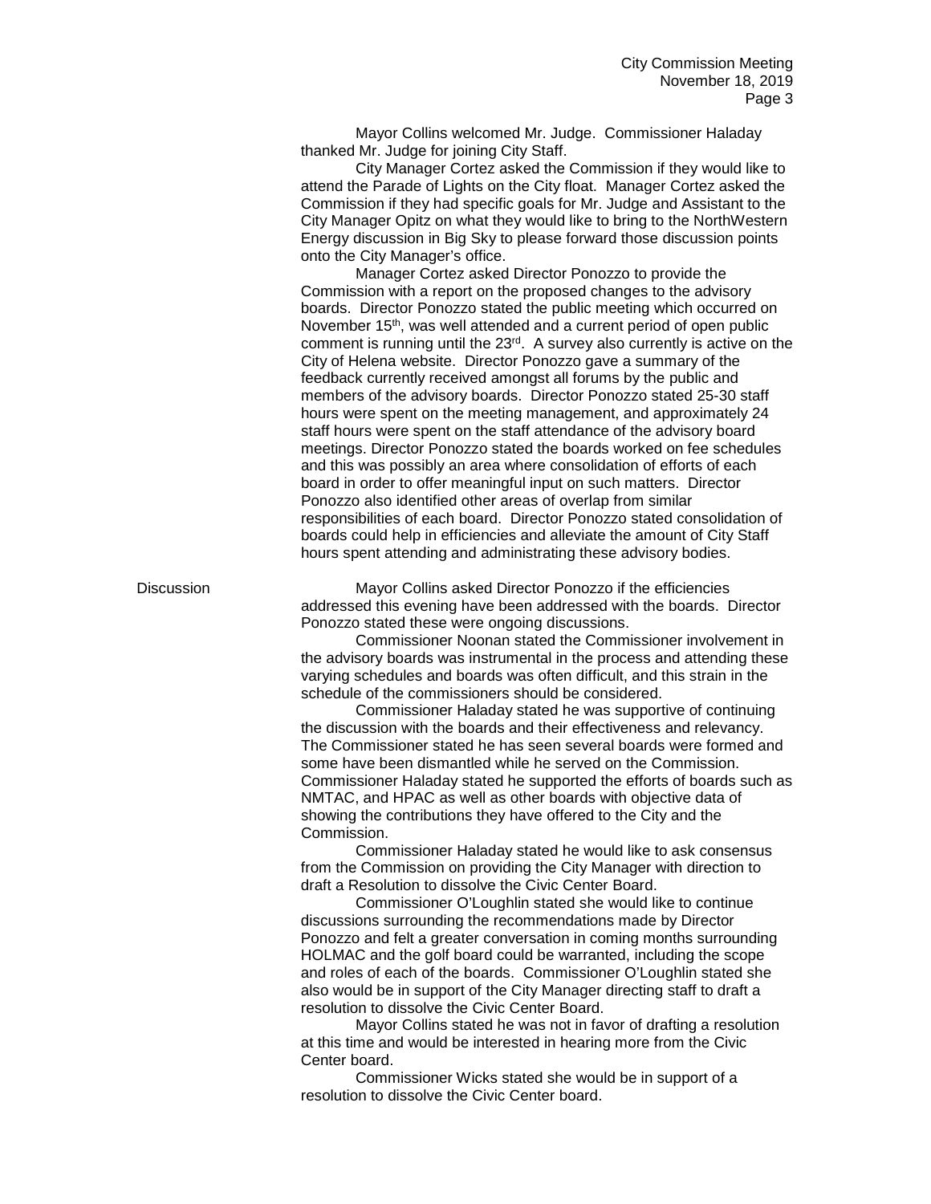Mayor Collins welcomed Mr. Judge. Commissioner Haladay thanked Mr. Judge for joining City Staff.

City Manager Cortez asked the Commission if they would like to attend the Parade of Lights on the City float. Manager Cortez asked the Commission if they had specific goals for Mr. Judge and Assistant to the City Manager Opitz on what they would like to bring to the NorthWestern Energy discussion in Big Sky to please forward those discussion points onto the City Manager's office.

Manager Cortez asked Director Ponozzo to provide the Commission with a report on the proposed changes to the advisory boards. Director Ponozzo stated the public meeting which occurred on November 15th, was well attended and a current period of open public comment is running until the 23rd. A survey also currently is active on the City of Helena website. Director Ponozzo gave a summary of the feedback currently received amongst all forums by the public and members of the advisory boards. Director Ponozzo stated 25-30 staff hours were spent on the meeting management, and approximately 24 staff hours were spent on the staff attendance of the advisory board meetings. Director Ponozzo stated the boards worked on fee schedules and this was possibly an area where consolidation of efforts of each board in order to offer meaningful input on such matters. Director Ponozzo also identified other areas of overlap from similar responsibilities of each board. Director Ponozzo stated consolidation of boards could help in efficiencies and alleviate the amount of City Staff hours spent attending and administrating these advisory bodies.

**Discussion**

Mayor Collins asked Director Ponozzo if the efficiencies addressed this evening have been addressed with the boards. Director Ponozzo stated these were ongoing discussions.

Commissioner Noonan stated the Commissioner involvement in the advisory boards was instrumental in the process and attending these varying schedules and boards was often difficult, and this strain in the schedule of the commissioners should be considered.

Commissioner Haladay stated he was supportive of continuing the discussion with the boards and their effectiveness and relevancy. The Commissioner stated he has seen several boards were formed and some have been dismantled while he served on the Commission. Commissioner Haladay stated he supported the efforts of boards such as NMTAC, and HPAC as well as other boards with objective data of showing the contributions they have offered to the City and the Commission.

Commissioner Haladay stated he would like to ask consensus from the Commission on providing the City Manager with direction to draft a Resolution to dissolve the Civic Center Board.

Commissioner O'Loughlin stated she would like to continue discussions surrounding the recommendations made by Director Ponozzo and felt a greater conversation in coming months surrounding HOLMAC and the golf board could be warranted, including the scope and roles of each of the boards. Commissioner O'Loughlin stated she also would be in support of the City Manager directing staff to draft a resolution to dissolve the Civic Center Board.

Mayor Collins stated he was not in favor of drafting a resolution at this time and would be interested in hearing more from the Civic Center board.

Commissioner Wicks stated she would be in support of a resolution to dissolve the Civic Center board.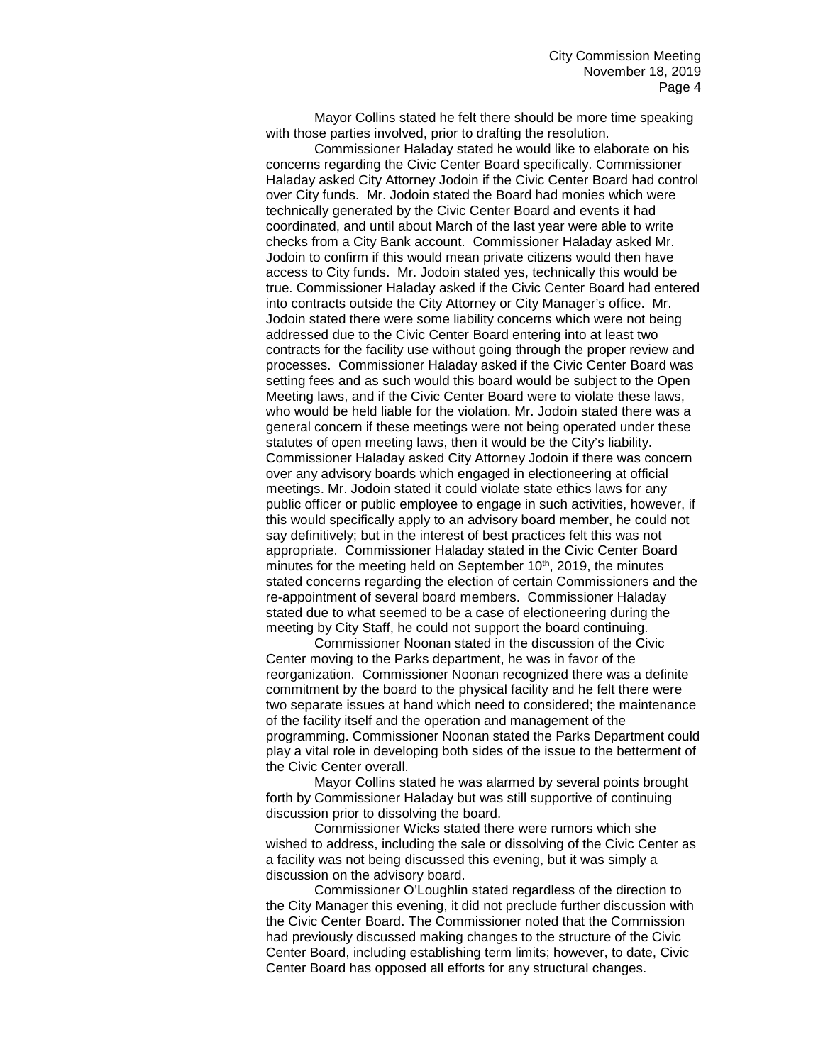Mayor Collins stated he felt there should be more time speaking with those parties involved, prior to drafting the resolution.

Commissioner Haladay stated he would like to elaborate on his concerns regarding the Civic Center Board specifically. Commissioner Haladay asked City Attorney Jodoin if the Civic Center Board had control over City funds. Mr. Jodoin stated the Board had monies which were technically generated by the Civic Center Board and events it had coordinated, and until about March of the last year were able to write checks from a City Bank account. Commissioner Haladay asked Mr. Jodoin to confirm if this would mean private citizens would then have access to City funds. Mr. Jodoin stated yes, technically this would be true. Commissioner Haladay asked if the Civic Center Board had entered into contracts outside the City Attorney or City Manager's office. Mr. Jodoin stated there were some liability concerns which were not being addressed due to the Civic Center Board entering into at least two contracts for the facility use without going through the proper review and processes. Commissioner Haladay asked if the Civic Center Board was setting fees and as such would this board would be subject to the Open Meeting laws, and if the Civic Center Board were to violate these laws, who would be held liable for the violation. Mr. Jodoin stated there was a general concern if these meetings were not being operated under these statutes of open meeting laws, then it would be the City's liability. Commissioner Haladay asked City Attorney Jodoin if there was concern over any advisory boards which engaged in electioneering at official meetings. Mr. Jodoin stated it could violate state ethics laws for any public officer or public employee to engage in such activities, however, if this would specifically apply to an advisory board member, he could not say definitively; but in the interest of best practices felt this was not appropriate. Commissioner Haladay stated in the Civic Center Board minutes for the meeting held on September 10th, 2019, the minutes stated concerns regarding the election of certain Commissioners and the re-appointment of several board members. Commissioner Haladay stated due to what seemed to be a case of electioneering during the meeting by City Staff, he could not support the board continuing.

Commissioner Noonan stated in the discussion of the Civic Center moving to the Parks department, he was in favor of the reorganization. Commissioner Noonan recognized there was a definite commitment by the board to the physical facility and he felt there were two separate issues at hand which need to considered; the maintenance of the facility itself and the operation and management of the programming. Commissioner Noonan stated the Parks Department could play a vital role in developing both sides of the issue to the betterment of the Civic Center overall.

Mayor Collins stated he was alarmed by several points brought forth by Commissioner Haladay but was still supportive of continuing discussion prior to dissolving the board.

Commissioner Wicks stated there were rumors which she wished to address, including the sale or dissolving of the Civic Center as a facility was not being discussed this evening, but it was simply a discussion on the advisory board.

Commissioner O'Loughlin stated regardless of the direction to the City Manager this evening, it did not preclude further discussion with the Civic Center Board. The Commissioner noted that the Commission had previously discussed making changes to the structure of the Civic Center Board, including establishing term limits; however, to date, Civic Center Board has opposed all efforts for any structural changes.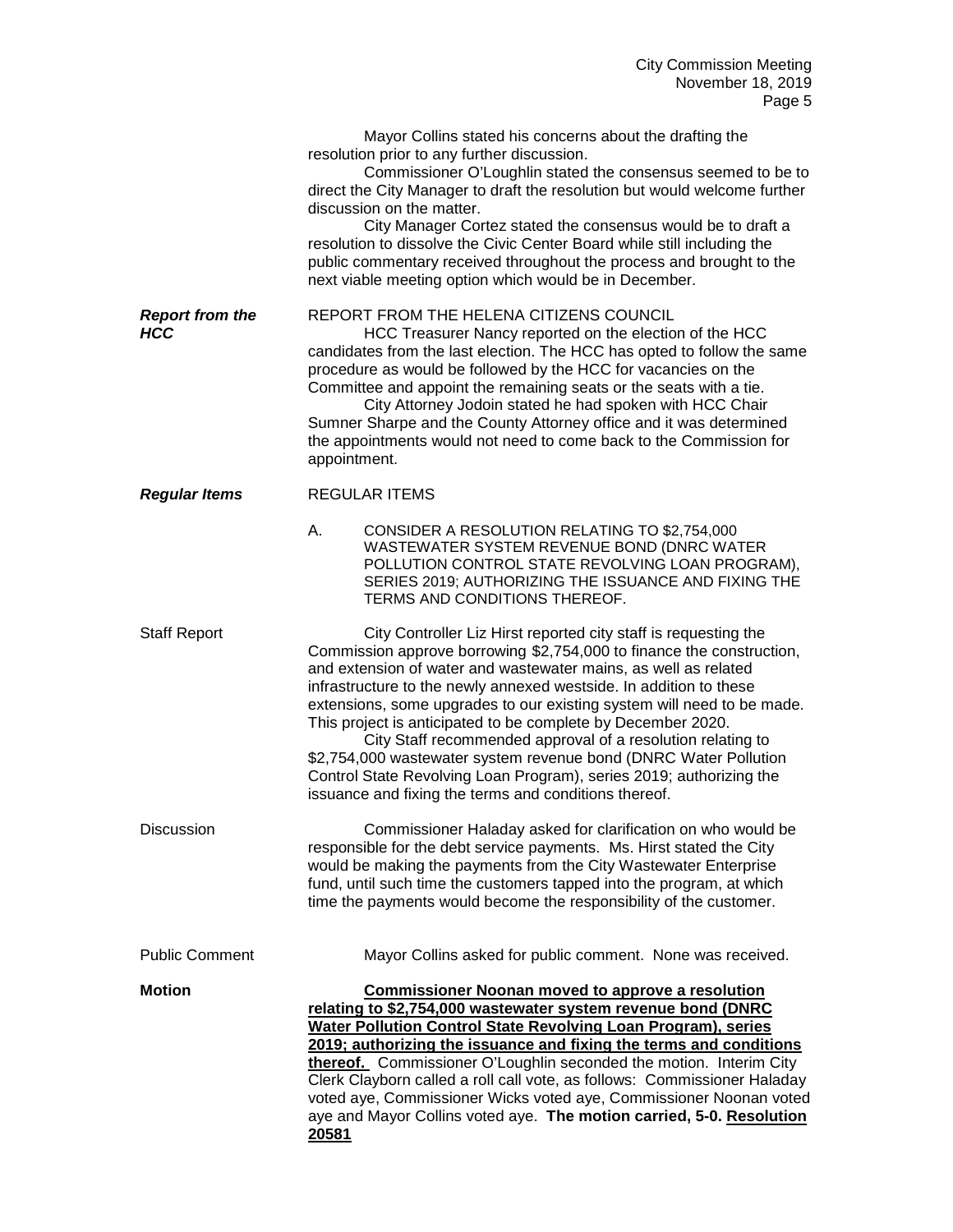Mayor Collins stated his concerns about the drafting the resolution prior to any further discussion.

Commissioner O'Loughlin stated the consensus seemed to be to direct the City Manager to draft the resolution but would welcome further discussion on the matter.

City Manager Cortez stated the consensus would be to draft a resolution to dissolve the Civic Center Board while still including the public commentary received throughout the process and brought to the next viable meeting option which would be in December.

***Report from the HCC***

REPORT FROM THE HELENA CITIZENS COUNCIL

HCC Treasurer Nancy reported on the election of the HCC candidates from the last election. The HCC has opted to follow the same procedure as would be followed by the HCC for vacancies on the Committee and appoint the remaining seats or the seats with a tie.

City Attorney Jodoin stated he had spoken with HCC Chair Sumner Sharpe and the County Attorney office and it was determined the appointments would not need to come back to the Commission for appointment.

***Regular Items***

REGULAR ITEMS

A. CONSIDER A RESOLUTION RELATING TO $2,754,000 WASTEWATER SYSTEM REVENUE BOND (DNRC WATER POLLUTION CONTROL STATE REVOLVING LOAN PROGRAM), SERIES 2019; AUTHORIZING THE ISSUANCE AND FIXING THE TERMS AND CONDITIONS THEREOF.

Staff Report

City Controller Liz Hirst reported city staff is requesting the Commission approve borrowing $2,754,000 to finance the construction, and extension of water and wastewater mains, as well as related infrastructure to the newly annexed westside. In addition to these extensions, some upgrades to our existing system will need to be made. This project is anticipated to be complete by December 2020.

City Staff recommended approval of a resolution relating to $2,754,000 wastewater system revenue bond (DNRC Water Pollution Control State Revolving Loan Program), series 2019; authorizing the issuance and fixing the terms and conditions thereof.

Discussion

Commissioner Haladay asked for clarification on who would be responsible for the debt service payments. Ms. Hirst stated the City would be making the payments from the City Wastewater Enterprise fund, until such time the customers tapped into the program, at which time the payments would become the responsibility of the customer.

Public Comment

Mayor Collins asked for public comment. None was received.

**Motion**

**Commissioner Noonan moved to approve a resolution relating to $2,754,000 wastewater system revenue bond (DNRC Water Pollution Control State Revolving Loan Program), series 2019; authorizing the issuance and fixing the terms and conditions thereof.** Commissioner O'Loughlin seconded the motion. Interim City Clerk Clayborn called a roll call vote, as follows: Commissioner Haladay voted aye, Commissioner Wicks voted aye, Commissioner Noonan voted aye and Mayor Collins voted aye. **The motion carried, 5-0. Resolution 20581**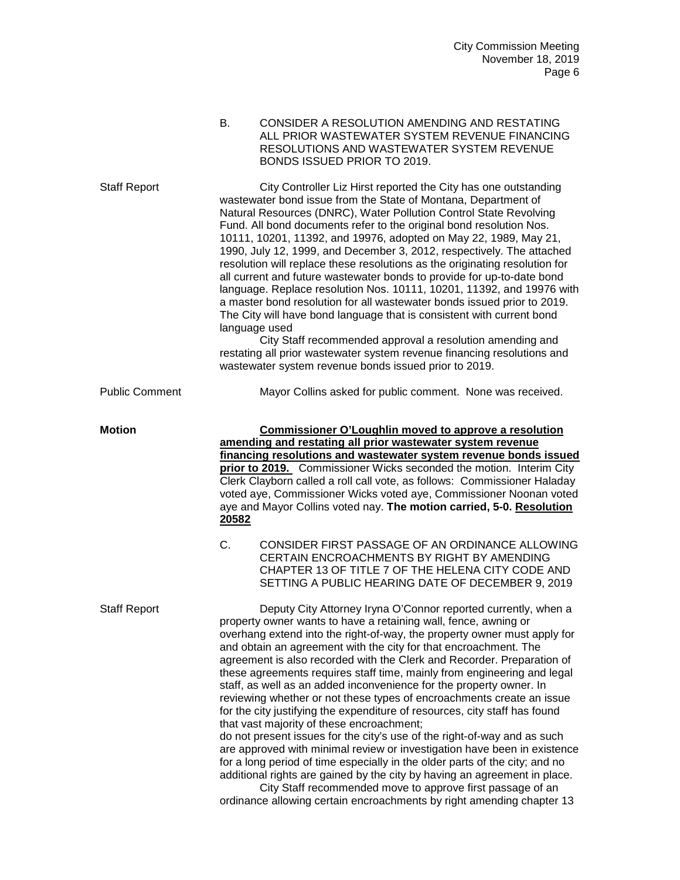B. CONSIDER A RESOLUTION AMENDING AND RESTATING ALL PRIOR WASTEWATER SYSTEM REVENUE FINANCING RESOLUTIONS AND WASTEWATER SYSTEM REVENUE BONDS ISSUED PRIOR TO 2019.

Staff Report

City Controller Liz Hirst reported the City has one outstanding wastewater bond issue from the State of Montana, Department of Natural Resources (DNRC), Water Pollution Control State Revolving Fund. All bond documents refer to the original bond resolution Nos. 10111, 10201, 11392, and 19976, adopted on May 22, 1989, May 21, 1990, July 12, 1999, and December 3, 2012, respectively. The attached resolution will replace these resolutions as the originating resolution for all current and future wastewater bonds to provide for up-to-date bond language. Replace resolution Nos. 10111, 10201, 11392, and 19976 with a master bond resolution for all wastewater bonds issued prior to 2019. The City will have bond language that is consistent with current bond language used

City Staff recommended approval a resolution amending and restating all prior wastewater system revenue financing resolutions and wastewater system revenue bonds issued prior to 2019.

Public Comment

Mayor Collins asked for public comment. None was received.

**Motion**

**Commissioner O'Loughlin moved to approve a resolution amending and restating all prior wastewater system revenue financing resolutions and wastewater system revenue bonds issued prior to 2019.** Commissioner Wicks seconded the motion. Interim City Clerk Clayborn called a roll call vote, as follows: Commissioner Haladay voted aye, Commissioner Wicks voted aye, Commissioner Noonan voted aye and Mayor Collins voted nay. **The motion carried, 5-0. Resolution 20582**

C. CONSIDER FIRST PASSAGE OF AN ORDINANCE ALLOWING CERTAIN ENCROACHMENTS BY RIGHT BY AMENDING CHAPTER 13 OF TITLE 7 OF THE HELENA CITY CODE AND SETTING A PUBLIC HEARING DATE OF DECEMBER 9, 2019

Staff Report

Deputy City Attorney Iryna O'Connor reported currently, when a property owner wants to have a retaining wall, fence, awning or overhang extend into the right-of-way, the property owner must apply for and obtain an agreement with the city for that encroachment. The agreement is also recorded with the Clerk and Recorder. Preparation of these agreements requires staff time, mainly from engineering and legal staff, as well as an added inconvenience for the property owner. In reviewing whether or not these types of encroachments create an issue for the city justifying the expenditure of resources, city staff has found that vast majority of these encroachment;
do not present issues for the city's use of the right-of-way and as such are approved with minimal review or investigation have been in existence for a long period of time especially in the older parts of the city; and no additional rights are gained by the city by having an agreement in place.

City Staff recommended move to approve first passage of an ordinance allowing certain encroachments by right amending chapter 13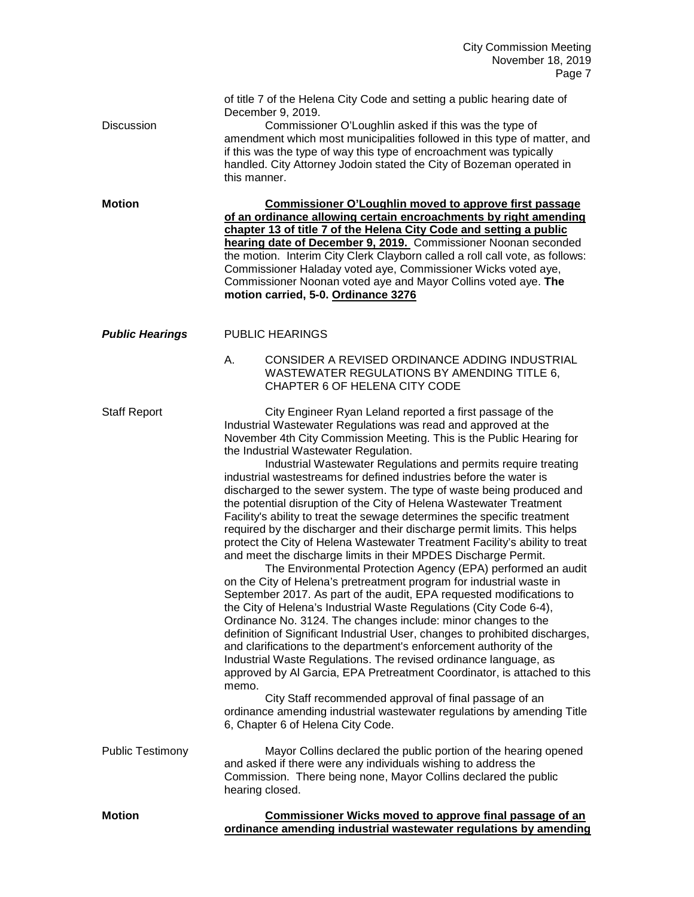of title 7 of the Helena City Code and setting a public hearing date of December 9, 2019.

Discussion

Commissioner O'Loughlin asked if this was the type of amendment which most municipalities followed in this type of matter, and if this was the type of way this type of encroachment was typically handled. City Attorney Jodoin stated the City of Bozeman operated in this manner.

**Motion**

**Commissioner O'Loughlin moved to approve first passage of an ordinance allowing certain encroachments by right amending chapter 13 of title 7 of the Helena City Code and setting a public hearing date of December 9, 2019.** Commissioner Noonan seconded the motion. Interim City Clerk Clayborn called a roll call vote, as follows: Commissioner Haladay voted aye, Commissioner Wicks voted aye, Commissioner Noonan voted aye and Mayor Collins voted aye. **The motion carried, 5-0. Ordinance 3276**

***Public Hearings***

PUBLIC HEARINGS

A. CONSIDER A REVISED ORDINANCE ADDING INDUSTRIAL WASTEWATER REGULATIONS BY AMENDING TITLE 6, CHAPTER 6 OF HELENA CITY CODE

Staff Report

City Engineer Ryan Leland reported a first passage of the Industrial Wastewater Regulations was read and approved at the November 4th City Commission Meeting. This is the Public Hearing for the Industrial Wastewater Regulation.

Industrial Wastewater Regulations and permits require treating industrial wastestreams for defined industries before the water is discharged to the sewer system. The type of waste being produced and the potential disruption of the City of Helena Wastewater Treatment Facility's ability to treat the sewage determines the specific treatment required by the discharger and their discharge permit limits. This helps protect the City of Helena Wastewater Treatment Facility's ability to treat and meet the discharge limits in their MPDES Discharge Permit.

The Environmental Protection Agency (EPA) performed an audit on the City of Helena's pretreatment program for industrial waste in September 2017. As part of the audit, EPA requested modifications to the City of Helena's Industrial Waste Regulations (City Code 6-4), Ordinance No. 3124. The changes include: minor changes to the definition of Significant Industrial User, changes to prohibited discharges, and clarifications to the department's enforcement authority of the Industrial Waste Regulations. The revised ordinance language, as approved by Al Garcia, EPA Pretreatment Coordinator, is attached to this memo.

City Staff recommended approval of final passage of an ordinance amending industrial wastewater regulations by amending Title 6, Chapter 6 of Helena City Code.

Public Testimony

Mayor Collins declared the public portion of the hearing opened and asked if there were any individuals wishing to address the Commission. There being none, Mayor Collins declared the public hearing closed.

**Motion**

**Commissioner Wicks moved to approve final passage of an ordinance amending industrial wastewater regulations by amending**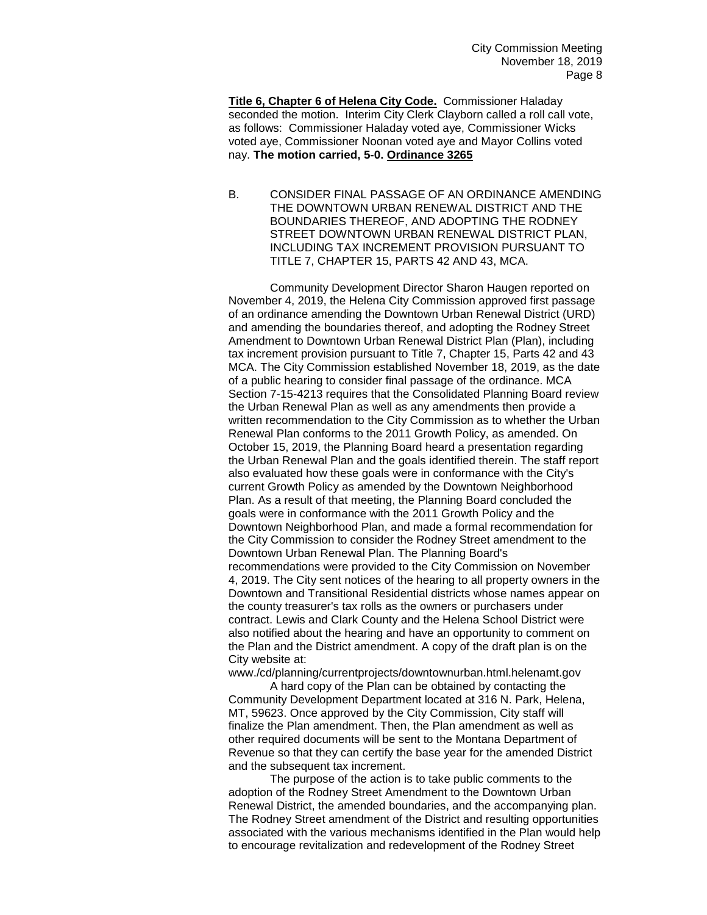**Title 6, Chapter 6 of Helena City Code.** Commissioner Haladay seconded the motion. Interim City Clerk Clayborn called a roll call vote, as follows: Commissioner Haladay voted aye, Commissioner Wicks voted aye, Commissioner Noonan voted aye and Mayor Collins voted nay. **The motion carried, 5-0. Ordinance 3265**

B. CONSIDER FINAL PASSAGE OF AN ORDINANCE AMENDING THE DOWNTOWN URBAN RENEWAL DISTRICT AND THE BOUNDARIES THEREOF, AND ADOPTING THE RODNEY STREET DOWNTOWN URBAN RENEWAL DISTRICT PLAN, INCLUDING TAX INCREMENT PROVISION PURSUANT TO TITLE 7, CHAPTER 15, PARTS 42 AND 43, MCA.

Community Development Director Sharon Haugen reported on November 4, 2019, the Helena City Commission approved first passage of an ordinance amending the Downtown Urban Renewal District (URD) and amending the boundaries thereof, and adopting the Rodney Street Amendment to Downtown Urban Renewal District Plan (Plan), including tax increment provision pursuant to Title 7, Chapter 15, Parts 42 and 43 MCA. The City Commission established November 18, 2019, as the date of a public hearing to consider final passage of the ordinance. MCA Section 7-15-4213 requires that the Consolidated Planning Board review the Urban Renewal Plan as well as any amendments then provide a written recommendation to the City Commission as to whether the Urban Renewal Plan conforms to the 2011 Growth Policy, as amended. On October 15, 2019, the Planning Board heard a presentation regarding the Urban Renewal Plan and the goals identified therein. The staff report also evaluated how these goals were in conformance with the City's current Growth Policy as amended by the Downtown Neighborhood Plan. As a result of that meeting, the Planning Board concluded the goals were in conformance with the 2011 Growth Policy and the Downtown Neighborhood Plan, and made a formal recommendation for the City Commission to consider the Rodney Street amendment to the Downtown Urban Renewal Plan. The Planning Board's recommendations were provided to the City Commission on November 4, 2019. The City sent notices of the hearing to all property owners in the Downtown and Transitional Residential districts whose names appear on the county treasurer's tax rolls as the owners or purchasers under contract. Lewis and Clark County and the Helena School District were also notified about the hearing and have an opportunity to comment on the Plan and the District amendment. A copy of the draft plan is on the City website at:
www./cd/planning/currentprojects/downtownurban.html.helenamt.gov

A hard copy of the Plan can be obtained by contacting the Community Development Department located at 316 N. Park, Helena, MT, 59623. Once approved by the City Commission, City staff will finalize the Plan amendment. Then, the Plan amendment as well as other required documents will be sent to the Montana Department of Revenue so that they can certify the base year for the amended District and the subsequent tax increment.

The purpose of the action is to take public comments to the adoption of the Rodney Street Amendment to the Downtown Urban Renewal District, the amended boundaries, and the accompanying plan. The Rodney Street amendment of the District and resulting opportunities associated with the various mechanisms identified in the Plan would help to encourage revitalization and redevelopment of the Rodney Street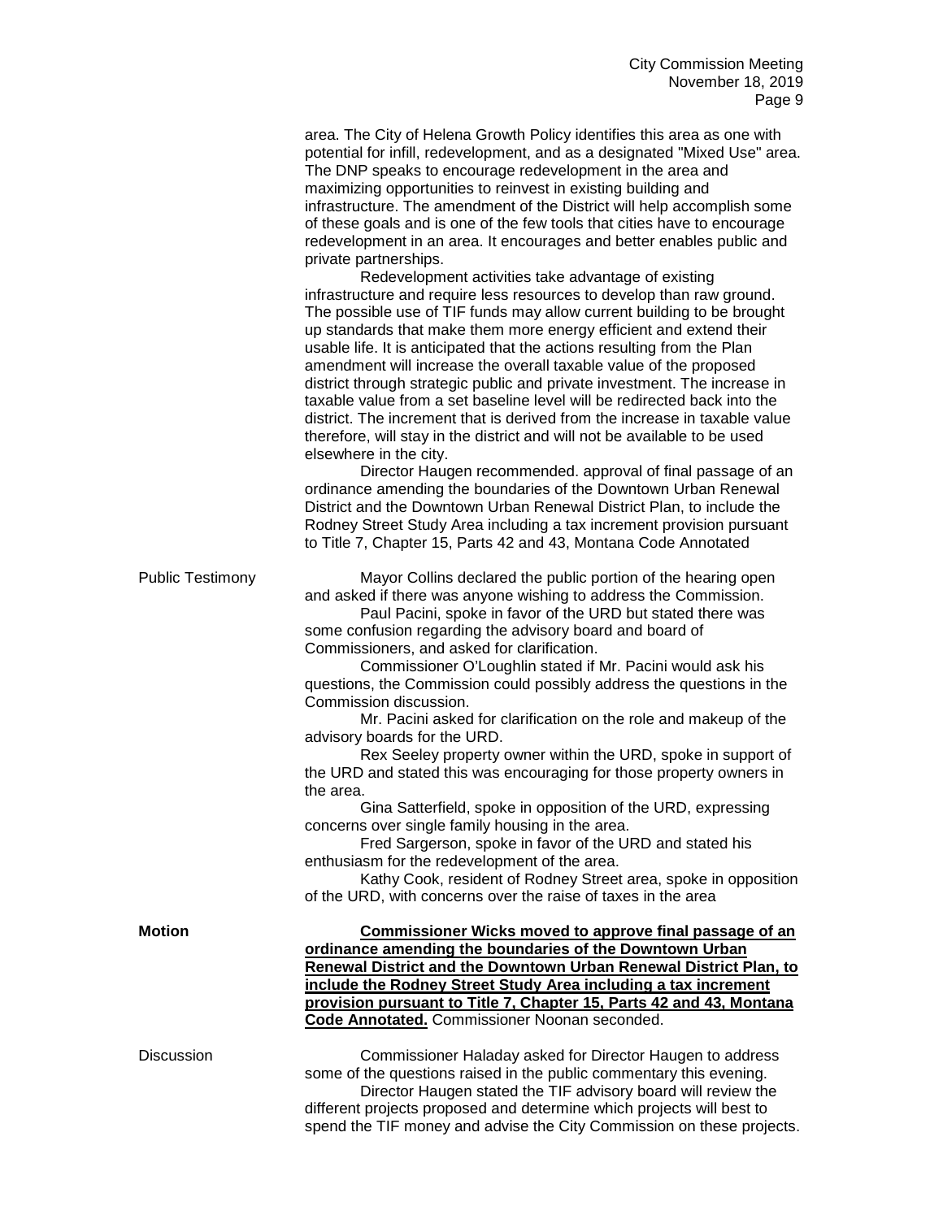area. The City of Helena Growth Policy identifies this area as one with potential for infill, redevelopment, and as a designated "Mixed Use" area. The DNP speaks to encourage redevelopment in the area and maximizing opportunities to reinvest in existing building and infrastructure. The amendment of the District will help accomplish some of these goals and is one of the few tools that cities have to encourage redevelopment in an area. It encourages and better enables public and private partnerships.

Redevelopment activities take advantage of existing infrastructure and require less resources to develop than raw ground. The possible use of TIF funds may allow current building to be brought up standards that make them more energy efficient and extend their usable life. It is anticipated that the actions resulting from the Plan amendment will increase the overall taxable value of the proposed district through strategic public and private investment. The increase in taxable value from a set baseline level will be redirected back into the district. The increment that is derived from the increase in taxable value therefore, will stay in the district and will not be available to be used elsewhere in the city.

Director Haugen recommended. approval of final passage of an ordinance amending the boundaries of the Downtown Urban Renewal District and the Downtown Urban Renewal District Plan, to include the Rodney Street Study Area including a tax increment provision pursuant to Title 7, Chapter 15, Parts 42 and 43, Montana Code Annotated

Public Testimony

Mayor Collins declared the public portion of the hearing open and asked if there was anyone wishing to address the Commission.

Paul Pacini, spoke in favor of the URD but stated there was some confusion regarding the advisory board and board of Commissioners, and asked for clarification.

Commissioner O'Loughlin stated if Mr. Pacini would ask his questions, the Commission could possibly address the questions in the Commission discussion.

Mr. Pacini asked for clarification on the role and makeup of the advisory boards for the URD.

Rex Seeley property owner within the URD, spoke in support of the URD and stated this was encouraging for those property owners in the area.

Gina Satterfield, spoke in opposition of the URD, expressing concerns over single family housing in the area.

Fred Sargerson, spoke in favor of the URD and stated his enthusiasm for the redevelopment of the area.

Kathy Cook, resident of Rodney Street area, spoke in opposition of the URD, with concerns over the raise of taxes in the area

**Motion**

**Commissioner Wicks moved to approve final passage of an ordinance amending the boundaries of the Downtown Urban Renewal District and the Downtown Urban Renewal District Plan, to include the Rodney Street Study Area including a tax increment provision pursuant to Title 7, Chapter 15, Parts 42 and 43, Montana Code Annotated.** Commissioner Noonan seconded.

Discussion

Commissioner Haladay asked for Director Haugen to address some of the questions raised in the public commentary this evening.

Director Haugen stated the TIF advisory board will review the different projects proposed and determine which projects will best to spend the TIF money and advise the City Commission on these projects.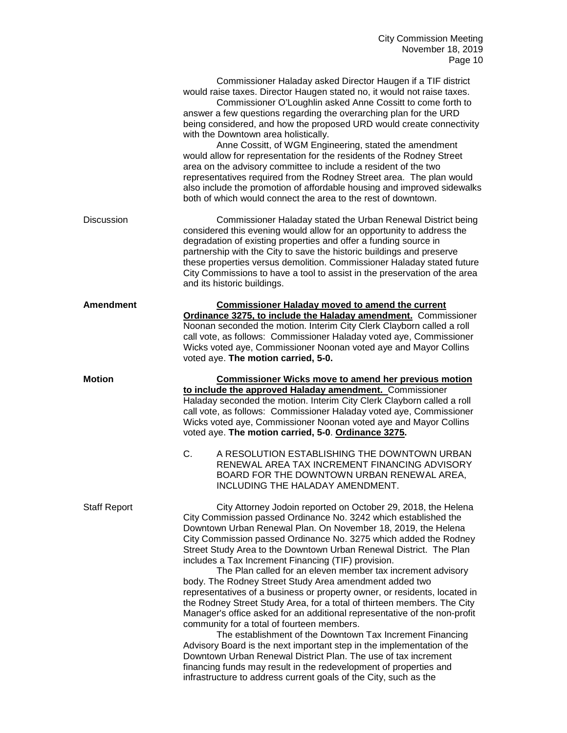Commissioner Haladay asked Director Haugen if a TIF district would raise taxes. Director Haugen stated no, it would not raise taxes.

Commissioner O'Loughlin asked Anne Cossitt to come forth to answer a few questions regarding the overarching plan for the URD being considered, and how the proposed URD would create connectivity with the Downtown area holistically.

Anne Cossitt, of WGM Engineering, stated the amendment would allow for representation for the residents of the Rodney Street area on the advisory committee to include a resident of the two representatives required from the Rodney Street area. The plan would also include the promotion of affordable housing and improved sidewalks both of which would connect the area to the rest of downtown.

Discussion

Commissioner Haladay stated the Urban Renewal District being considered this evening would allow for an opportunity to address the degradation of existing properties and offer a funding source in partnership with the City to save the historic buildings and preserve these properties versus demolition. Commissioner Haladay stated future City Commissions to have a tool to assist in the preservation of the area and its historic buildings.

**Amendment**

**Commissioner Haladay moved to amend the current Ordinance 3275, to include the Haladay amendment.** Commissioner Noonan seconded the motion. Interim City Clerk Clayborn called a roll call vote, as follows: Commissioner Haladay voted aye, Commissioner Wicks voted aye, Commissioner Noonan voted aye and Mayor Collins voted aye. **The motion carried, 5-0.**

**Motion**

**Commissioner Wicks move to amend her previous motion to include the approved Haladay amendment.** Commissioner Haladay seconded the motion. Interim City Clerk Clayborn called a roll call vote, as follows: Commissioner Haladay voted aye, Commissioner Wicks voted aye, Commissioner Noonan voted aye and Mayor Collins voted aye. **The motion carried, 5-0**. **Ordinance 3275.**

C. A RESOLUTION ESTABLISHING THE DOWNTOWN URBAN RENEWAL AREA TAX INCREMENT FINANCING ADVISORY BOARD FOR THE DOWNTOWN URBAN RENEWAL AREA, INCLUDING THE HALADAY AMENDMENT.

Staff Report

City Attorney Jodoin reported on October 29, 2018, the Helena City Commission passed Ordinance No. 3242 which established the Downtown Urban Renewal Plan. On November 18, 2019, the Helena City Commission passed Ordinance No. 3275 which added the Rodney Street Study Area to the Downtown Urban Renewal District. The Plan includes a Tax Increment Financing (TIF) provision.

The Plan called for an eleven member tax increment advisory body. The Rodney Street Study Area amendment added two representatives of a business or property owner, or residents, located in the Rodney Street Study Area, for a total of thirteen members. The City Manager's office asked for an additional representative of the non-profit community for a total of fourteen members.

The establishment of the Downtown Tax Increment Financing Advisory Board is the next important step in the implementation of the Downtown Urban Renewal District Plan. The use of tax increment financing funds may result in the redevelopment of properties and infrastructure to address current goals of the City, such as the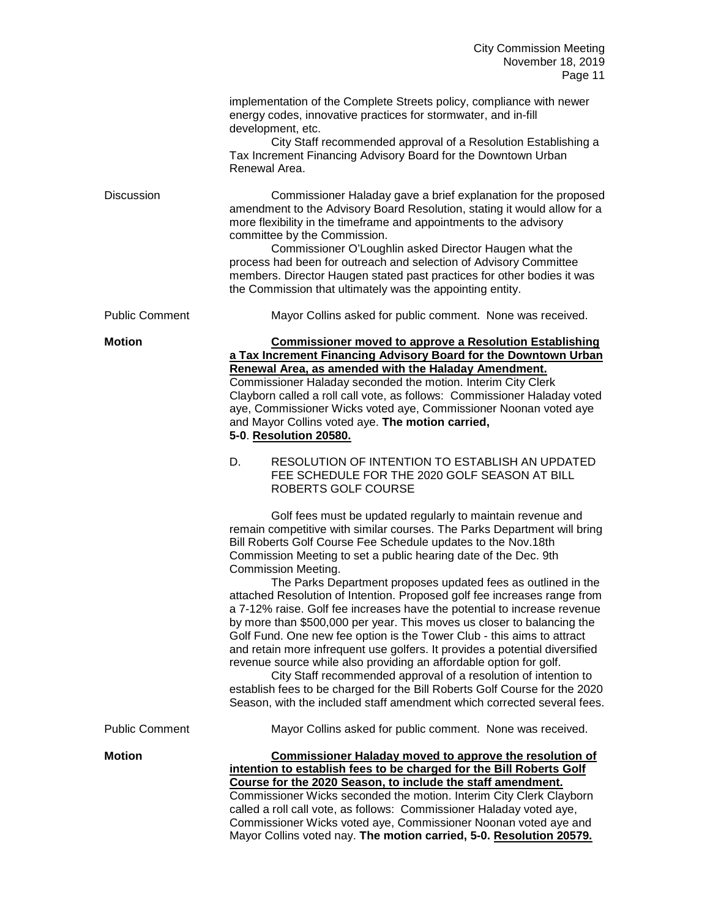implementation of the Complete Streets policy, compliance with newer energy codes, innovative practices for stormwater, and in-fill development, etc.

City Staff recommended approval of a Resolution Establishing a Tax Increment Financing Advisory Board for the Downtown Urban Renewal Area.

Discussion

Commissioner Haladay gave a brief explanation for the proposed amendment to the Advisory Board Resolution, stating it would allow for a more flexibility in the timeframe and appointments to the advisory committee by the Commission.

Commissioner O'Loughlin asked Director Haugen what the process had been for outreach and selection of Advisory Committee members. Director Haugen stated past practices for other bodies it was the Commission that ultimately was the appointing entity.

Public Comment

Mayor Collins asked for public comment. None was received.

**Motion**

**Commissioner moved to approve a Resolution Establishing a Tax Increment Financing Advisory Board for the Downtown Urban Renewal Area, as amended with the Haladay Amendment.** Commissioner Haladay seconded the motion. Interim City Clerk Clayborn called a roll call vote, as follows: Commissioner Haladay voted aye, Commissioner Wicks voted aye, Commissioner Noonan voted aye and Mayor Collins voted aye. **The motion carried, 5-0**. **Resolution 20580.**

D. RESOLUTION OF INTENTION TO ESTABLISH AN UPDATED FEE SCHEDULE FOR THE 2020 GOLF SEASON AT BILL ROBERTS GOLF COURSE

Golf fees must be updated regularly to maintain revenue and remain competitive with similar courses. The Parks Department will bring Bill Roberts Golf Course Fee Schedule updates to the Nov.18th Commission Meeting to set a public hearing date of the Dec. 9th Commission Meeting.

The Parks Department proposes updated fees as outlined in the attached Resolution of Intention. Proposed golf fee increases range from a 7-12% raise. Golf fee increases have the potential to increase revenue by more than $500,000 per year. This moves us closer to balancing the Golf Fund. One new fee option is the Tower Club - this aims to attract and retain more infrequent use golfers. It provides a potential diversified revenue source while also providing an affordable option for golf.

City Staff recommended approval of a resolution of intention to establish fees to be charged for the Bill Roberts Golf Course for the 2020 Season, with the included staff amendment which corrected several fees.

Public Comment

Mayor Collins asked for public comment. None was received.

**Motion**

**Commissioner Haladay moved to approve the resolution of intention to establish fees to be charged for the Bill Roberts Golf Course for the 2020 Season, to include the staff amendment.** Commissioner Wicks seconded the motion. Interim City Clerk Clayborn called a roll call vote, as follows: Commissioner Haladay voted aye, Commissioner Wicks voted aye, Commissioner Noonan voted aye and Mayor Collins voted nay. **The motion carried, 5-0. Resolution 20579.**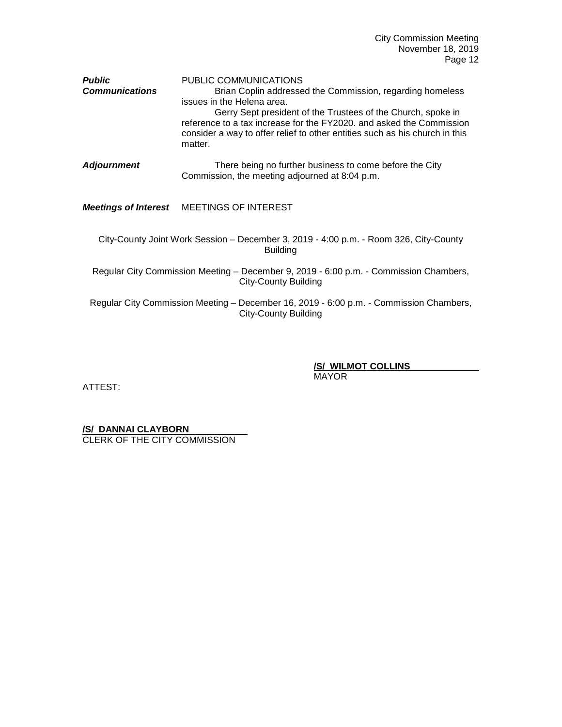***Public Communications*** PUBLIC COMMUNICATIONS

Brian Coplin addressed the Commission, regarding homeless issues in the Helena area.

Gerry Sept president of the Trustees of the Church, spoke in reference to a tax increase for the FY2020. and asked the Commission consider a way to offer relief to other entities such as his church in this matter.

***Adjournment*** There being no further business to come before the City Commission, the meeting adjourned at 8:04 p.m.

***Meetings of Interest*** MEETINGS OF INTEREST

City-County Joint Work Session – December 3, 2019 - 4:00 p.m. - Room 326, City-County Building

Regular City Commission Meeting – December 9, 2019 - 6:00 p.m. - Commission Chambers, City-County Building

Regular City Commission Meeting – December 16, 2019 - 6:00 p.m. - Commission Chambers, City-County Building

**/S/ WILMOT COLLINS**
MAYOR

ATTEST:

**/S/ DANNAI CLAYBORN**
CLERK OF THE CITY COMMISSION